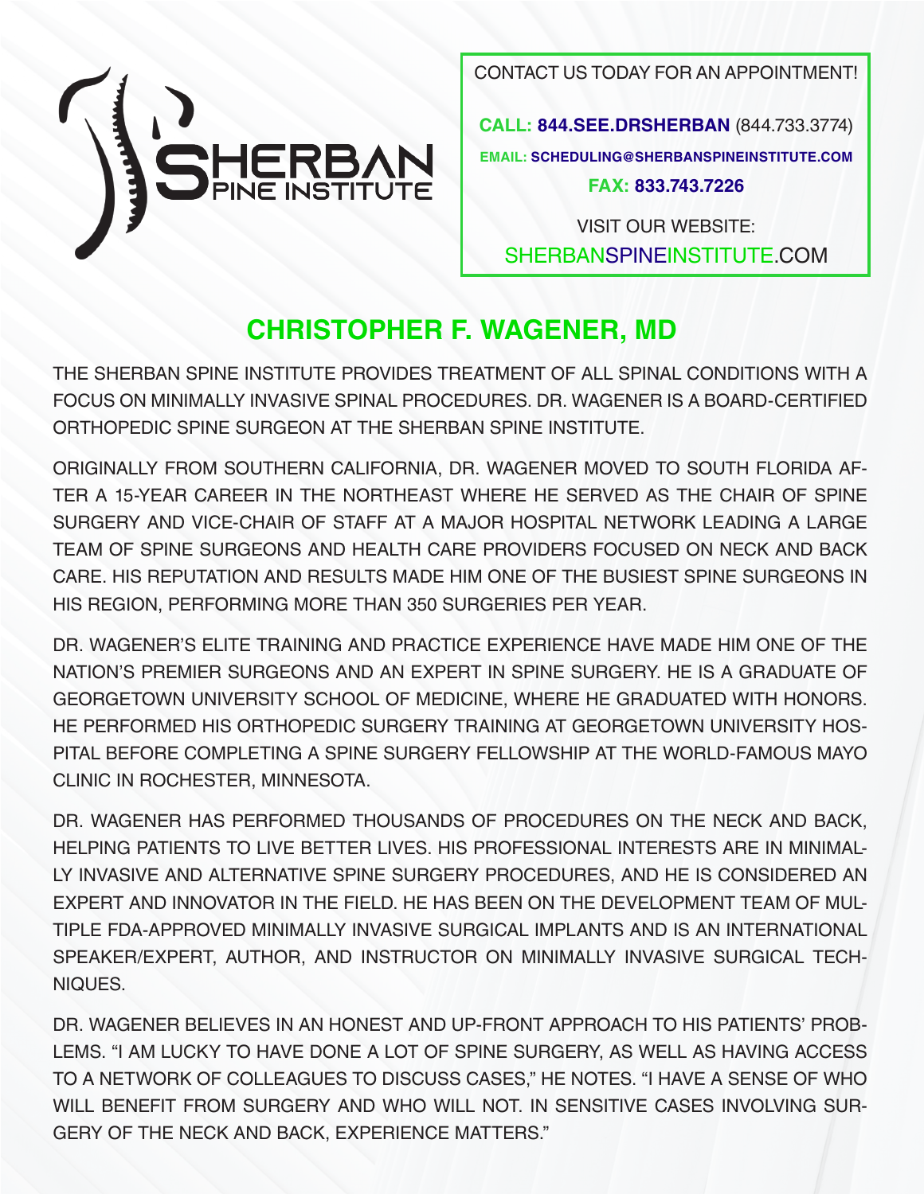SHERBAN SPINE INSTITUTE

CONTACT US TODAY FOR AN APPOINTMENT!

**CALL: 844.SEE.DRSHERBAN** (844.733.3774)

**EMAIL: SCHEDULING@SHERBANSPINEINSTITUTE.COM**

**FAX: 833.743.7226**

VISIT OUR WEBSITE:
SHERBANSPINEINSTITUTE.COM

# CHRISTOPHER F. WAGENER, MD

THE SHERBAN SPINE INSTITUTE PROVIDES TREATMENT OF ALL SPINAL CONDITIONS WITH A FOCUS ON MINIMALLY INVASIVE SPINAL PROCEDURES. DR. WAGENER IS A BOARD-CERTIFIED ORTHOPEDIC SPINE SURGEON AT THE SHERBAN SPINE INSTITUTE.

ORIGINALLY FROM SOUTHERN CALIFORNIA, DR. WAGENER MOVED TO SOUTH FLORIDA AFTER A 15-YEAR CAREER IN THE NORTHEAST WHERE HE SERVED AS THE CHAIR OF SPINE SURGERY AND VICE-CHAIR OF STAFF AT A MAJOR HOSPITAL NETWORK LEADING A LARGE TEAM OF SPINE SURGEONS AND HEALTH CARE PROVIDERS FOCUSED ON NECK AND BACK CARE. HIS REPUTATION AND RESULTS MADE HIM ONE OF THE BUSIEST SPINE SURGEONS IN HIS REGION, PERFORMING MORE THAN 350 SURGERIES PER YEAR.

DR. WAGENER'S ELITE TRAINING AND PRACTICE EXPERIENCE HAVE MADE HIM ONE OF THE NATION'S PREMIER SURGEONS AND AN EXPERT IN SPINE SURGERY. HE IS A GRADUATE OF GEORGETOWN UNIVERSITY SCHOOL OF MEDICINE, WHERE HE GRADUATED WITH HONORS. HE PERFORMED HIS ORTHOPEDIC SURGERY TRAINING AT GEORGETOWN UNIVERSITY HOSPITAL BEFORE COMPLETING A SPINE SURGERY FELLOWSHIP AT THE WORLD-FAMOUS MAYO CLINIC IN ROCHESTER, MINNESOTA.

DR. WAGENER HAS PERFORMED THOUSANDS OF PROCEDURES ON THE NECK AND BACK, HELPING PATIENTS TO LIVE BETTER LIVES. HIS PROFESSIONAL INTERESTS ARE IN MINIMALLY INVASIVE AND ALTERNATIVE SPINE SURGERY PROCEDURES, AND HE IS CONSIDERED AN EXPERT AND INNOVATOR IN THE FIELD. HE HAS BEEN ON THE DEVELOPMENT TEAM OF MULTIPLE FDA-APPROVED MINIMALLY INVASIVE SURGICAL IMPLANTS AND IS AN INTERNATIONAL SPEAKER/EXPERT, AUTHOR, AND INSTRUCTOR ON MINIMALLY INVASIVE SURGICAL TECHNIQUES.

DR. WAGENER BELIEVES IN AN HONEST AND UP-FRONT APPROACH TO HIS PATIENTS' PROBLEMS. "I AM LUCKY TO HAVE DONE A LOT OF SPINE SURGERY, AS WELL AS HAVING ACCESS TO A NETWORK OF COLLEAGUES TO DISCUSS CASES," HE NOTES. "I HAVE A SENSE OF WHO WILL BENEFIT FROM SURGERY AND WHO WILL NOT. IN SENSITIVE CASES INVOLVING SURGERY OF THE NECK AND BACK, EXPERIENCE MATTERS."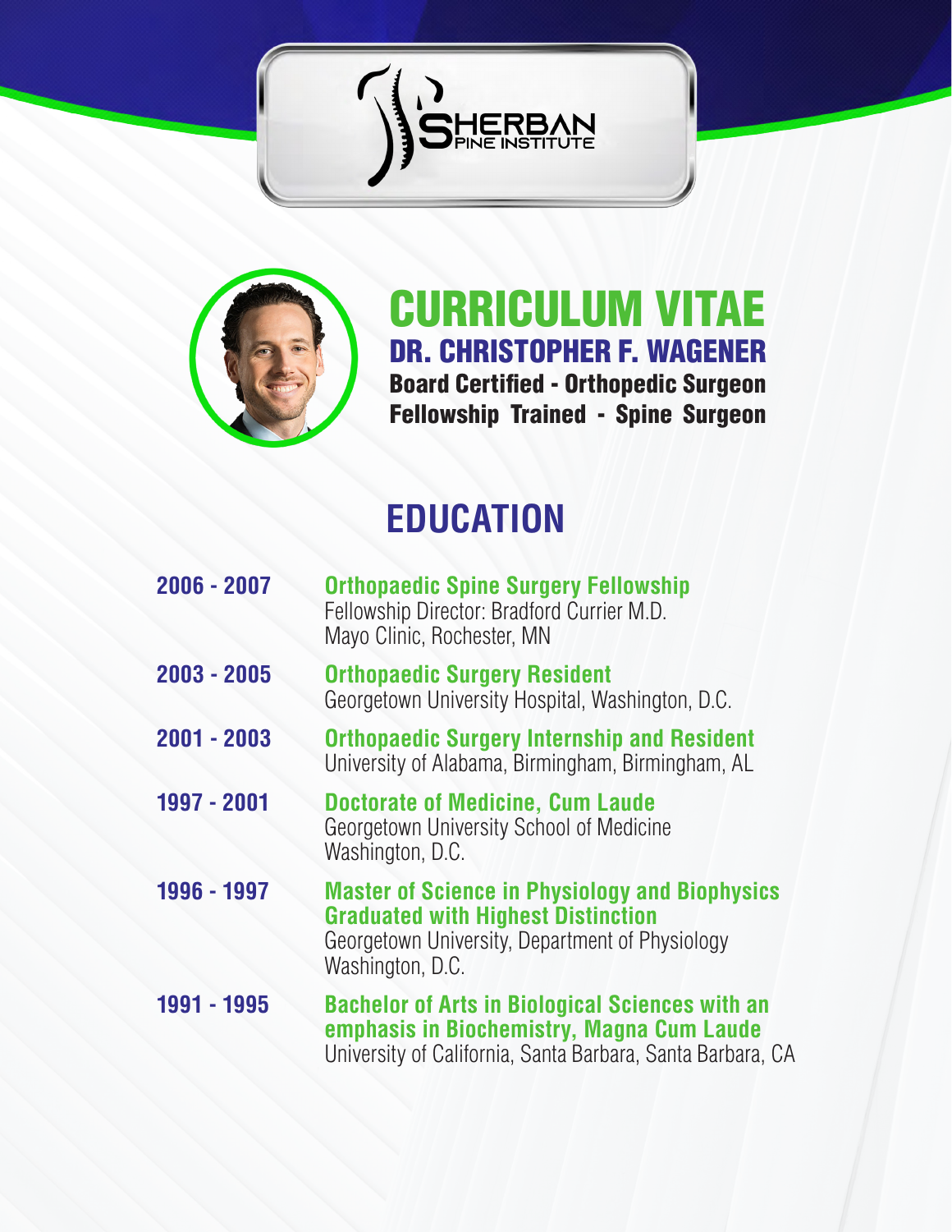SHERBAN SPINE INSTITUTE

# CURRICULUM VITAE

## DR. CHRISTOPHER F. WAGENER

**Board Certified - Orthopedic Surgeon**
**Fellowship Trained - Spine Surgeon**

## EDUCATION

**2006 - 2007**
**Orthopaedic Spine Surgery Fellowship**
Fellowship Director: Bradford Currier M.D.
Mayo Clinic, Rochester, MN

**2003 - 2005**
**Orthopaedic Surgery Resident**
Georgetown University Hospital, Washington, D.C.

**2001 - 2003**
**Orthopaedic Surgery Internship and Resident**
University of Alabama, Birmingham, Birmingham, AL

**1997 - 2001**
**Doctorate of Medicine, Cum Laude**
Georgetown University School of Medicine
Washington, D.C.

**1996 - 1997**
**Master of Science in Physiology and Biophysics**
**Graduated with Highest Distinction**
Georgetown University, Department of Physiology
Washington, D.C.

**1991 - 1995**
**Bachelor of Arts in Biological Sciences with an emphasis in Biochemistry, Magna Cum Laude**
University of California, Santa Barbara, Santa Barbara, CA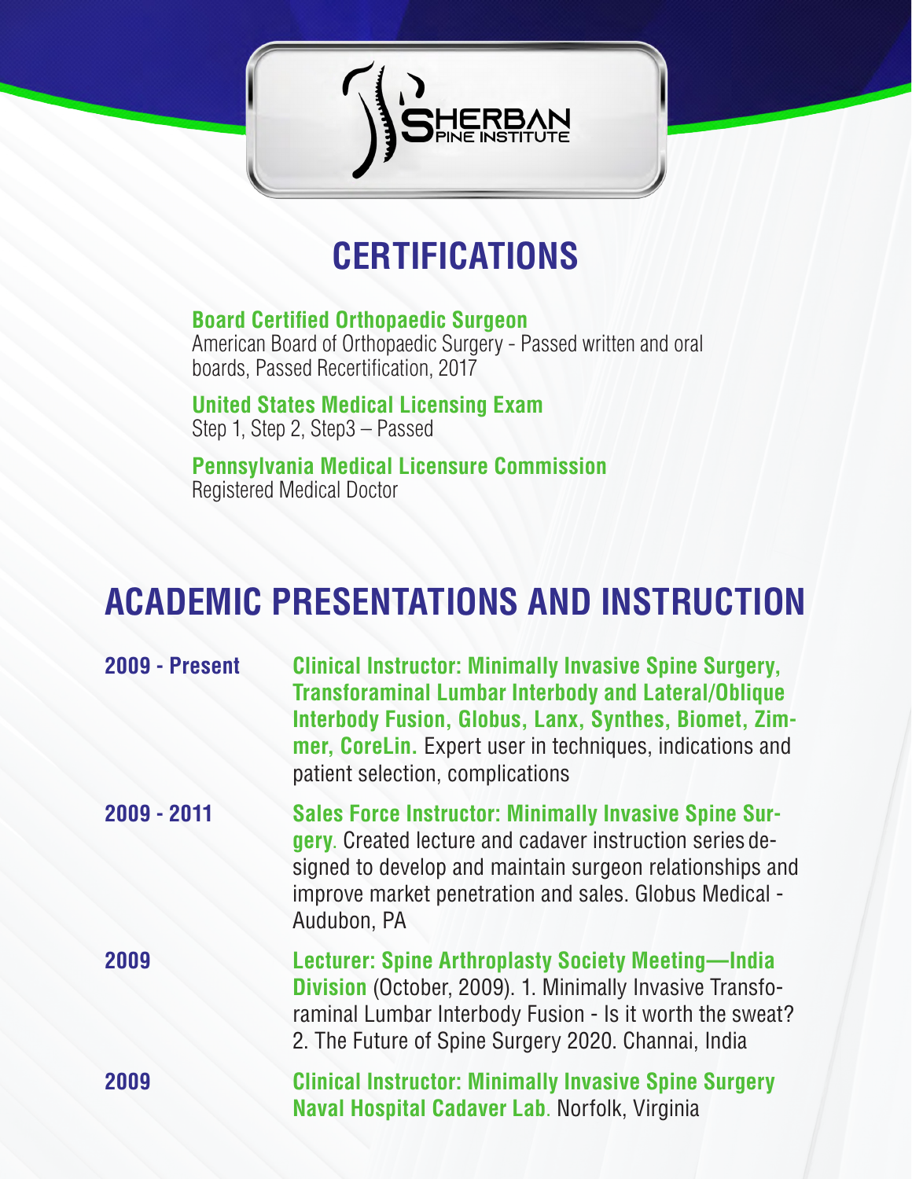# CERTIFICATIONS

**Board Certified Orthopaedic Surgeon**
American Board of Orthopaedic Surgery - Passed written and oral boards, Passed Recertification, 2017

**United States Medical Licensing Exam**
Step 1, Step 2, Step3 – Passed

**Pennsylvania Medical Licensure Commission**
Registered Medical Doctor

# ACADEMIC PRESENTATIONS AND INSTRUCTION

**2009 - Present**
**Clinical Instructor: Minimally Invasive Spine Surgery, Transforaminal Lumbar Interbody and Lateral/Oblique Interbody Fusion, Globus, Lanx, Synthes, Biomet, Zimmer, CoreLin.** Expert user in techniques, indications and patient selection, complications

**2009 - 2011**
**Sales Force Instructor: Minimally Invasive Spine Surgery**. Created lecture and cadaver instruction series designed to develop and maintain surgeon relationships and improve market penetration and sales. Globus Medical - Audubon, PA

**2009**
**Lecturer: Spine Arthroplasty Society Meeting—India Division** (October, 2009). 1. Minimally Invasive Transforaminal Lumbar Interbody Fusion - Is it worth the sweat? 2. The Future of Spine Surgery 2020. Channai, India

**2009**
**Clinical Instructor: Minimally Invasive Spine Surgery Naval Hospital Cadaver Lab**. Norfolk, Virginia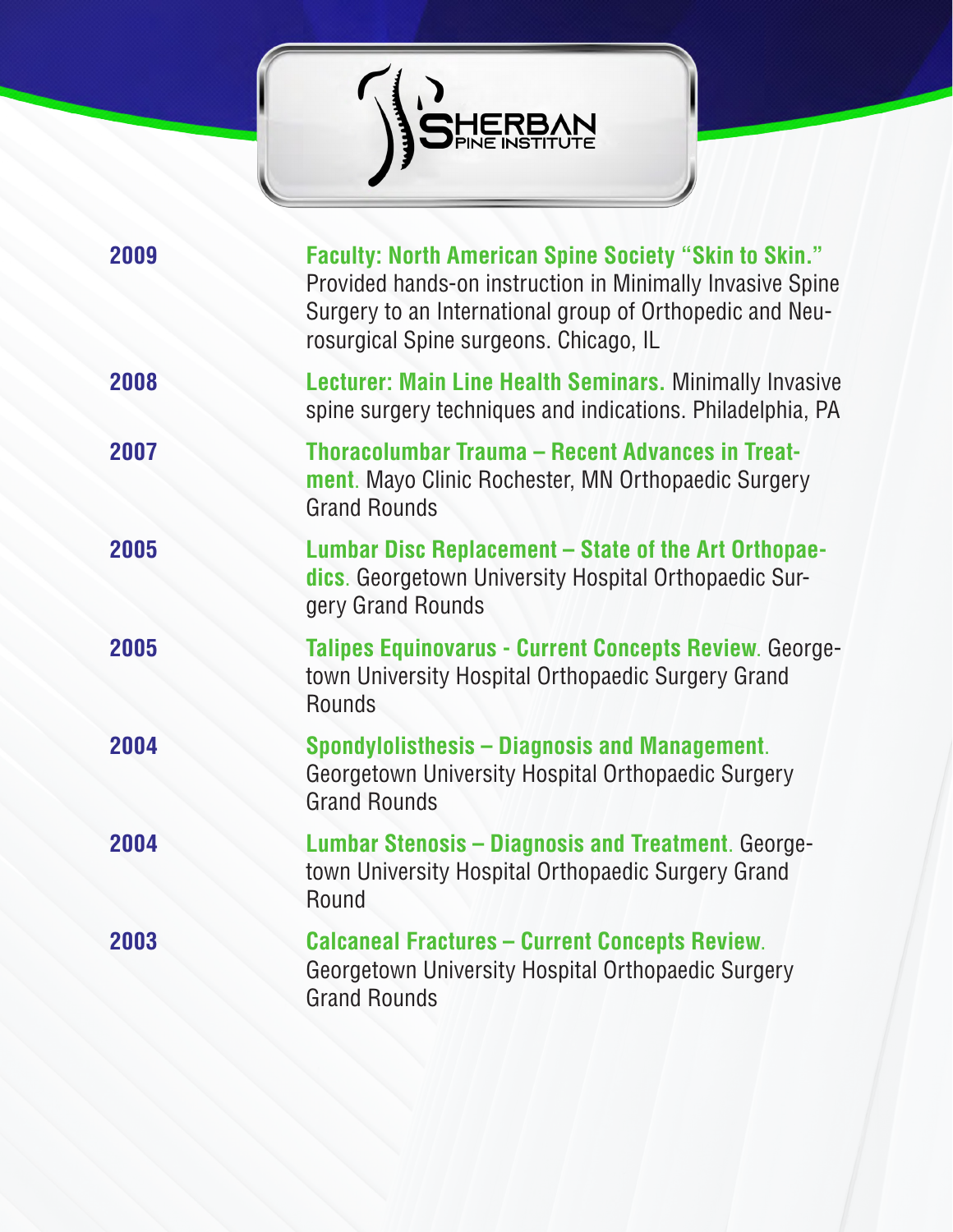| | |
|---|---|
| **2009** | **Faculty: North American Spine Society "Skin to Skin."** Provided hands-on instruction in Minimally Invasive Spine Surgery to an International group of Orthopedic and Neurosurgical Spine surgeons. Chicago, IL |
| **2008** | **Lecturer: Main Line Health Seminars.** Minimally Invasive spine surgery techniques and indications. Philadelphia, PA |
| **2007** | **Thoracolumbar Trauma – Recent Advances in Treatment.** Mayo Clinic Rochester, MN Orthopaedic Surgery Grand Rounds |
| **2005** | **Lumbar Disc Replacement – State of the Art Orthopaedics.** Georgetown University Hospital Orthopaedic Surgery Grand Rounds |
| **2005** | **Talipes Equinovarus - Current Concepts Review.** Georgetown University Hospital Orthopaedic Surgery Grand Rounds |
| **2004** | **Spondylolisthesis – Diagnosis and Management.** Georgetown University Hospital Orthopaedic Surgery Grand Rounds |
| **2004** | **Lumbar Stenosis – Diagnosis and Treatment.** Georgetown University Hospital Orthopaedic Surgery Grand Round |
| **2003** | **Calcaneal Fractures – Current Concepts Review.** Georgetown University Hospital Orthopaedic Surgery Grand Rounds |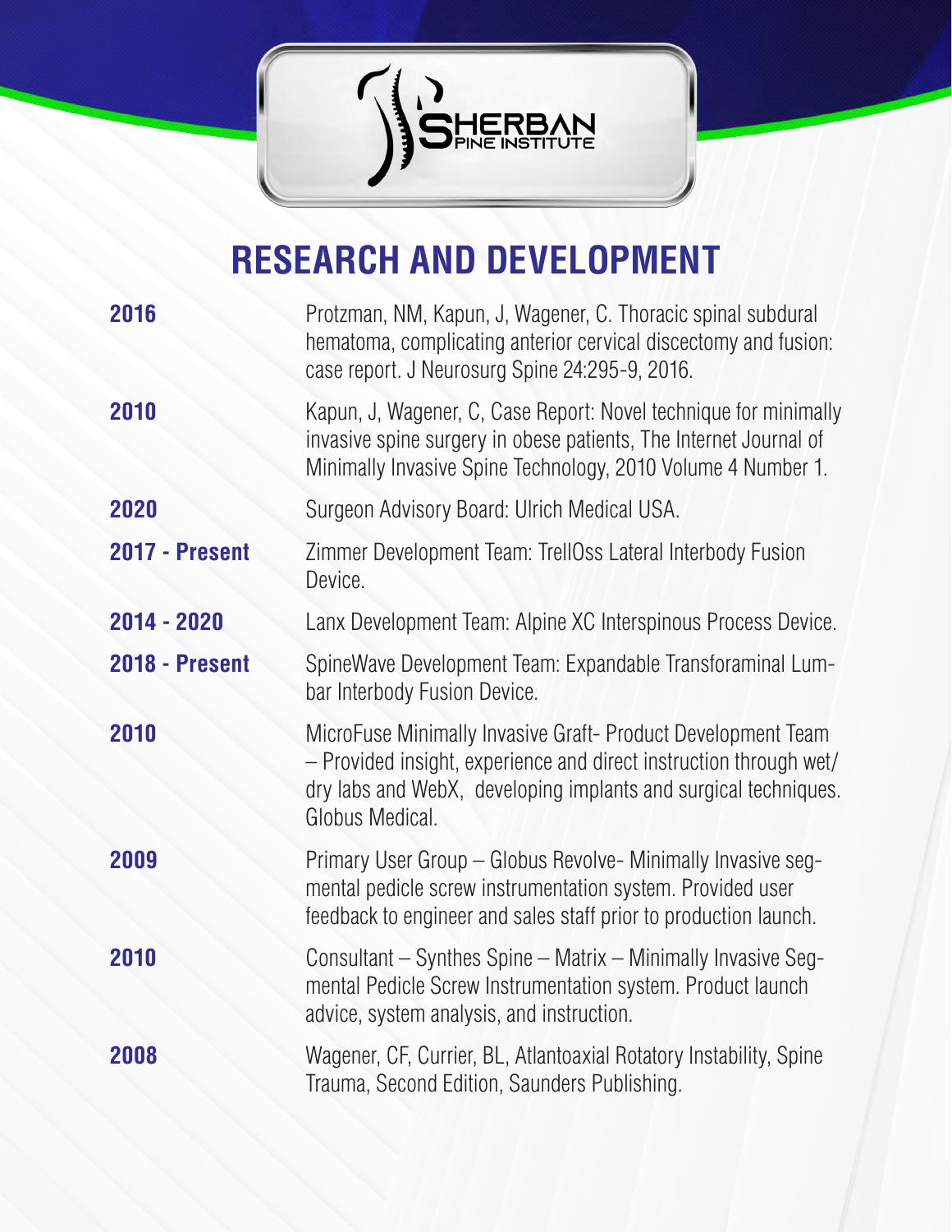# RESEARCH AND DEVELOPMENT

| | |
|---|---|
| **2016** | Protzman, NM, Kapun, J, Wagener, C. Thoracic spinal subdural hematoma, complicating anterior cervical discectomy and fusion: case report. J Neurosurg Spine 24:295-9, 2016. |
| **2010** | Kapun, J, Wagener, C, Case Report: Novel technique for minimally invasive spine surgery in obese patients, The Internet Journal of Minimally Invasive Spine Technology, 2010 Volume 4 Number 1. |
| **2020** | Surgeon Advisory Board: Ulrich Medical USA. |
| **2017 - Present** | Zimmer Development Team: TrellOss Lateral Interbody Fusion Device. |
| **2014 - 2020** | Lanx Development Team: Alpine XC Interspinous Process Device. |
| **2018 - Present** | SpineWave Development Team: Expandable Transforaminal Lumbar Interbody Fusion Device. |
| **2010** | MicroFuse Minimally Invasive Graft- Product Development Team – Provided insight, experience and direct instruction through wet/dry labs and WebX, developing implants and surgical techniques. Globus Medical. |
| **2009** | Primary User Group – Globus Revolve- Minimally Invasive segmental pedicle screw instrumentation system. Provided user feedback to engineer and sales staff prior to production launch. |
| **2010** | Consultant – Synthes Spine – Matrix – Minimally Invasive Segmental Pedicle Screw Instrumentation system. Product launch advice, system analysis, and instruction. |
| **2008** | Wagener, CF, Currier, BL, Atlantoaxial Rotatory Instability, Spine Trauma, Second Edition, Saunders Publishing. |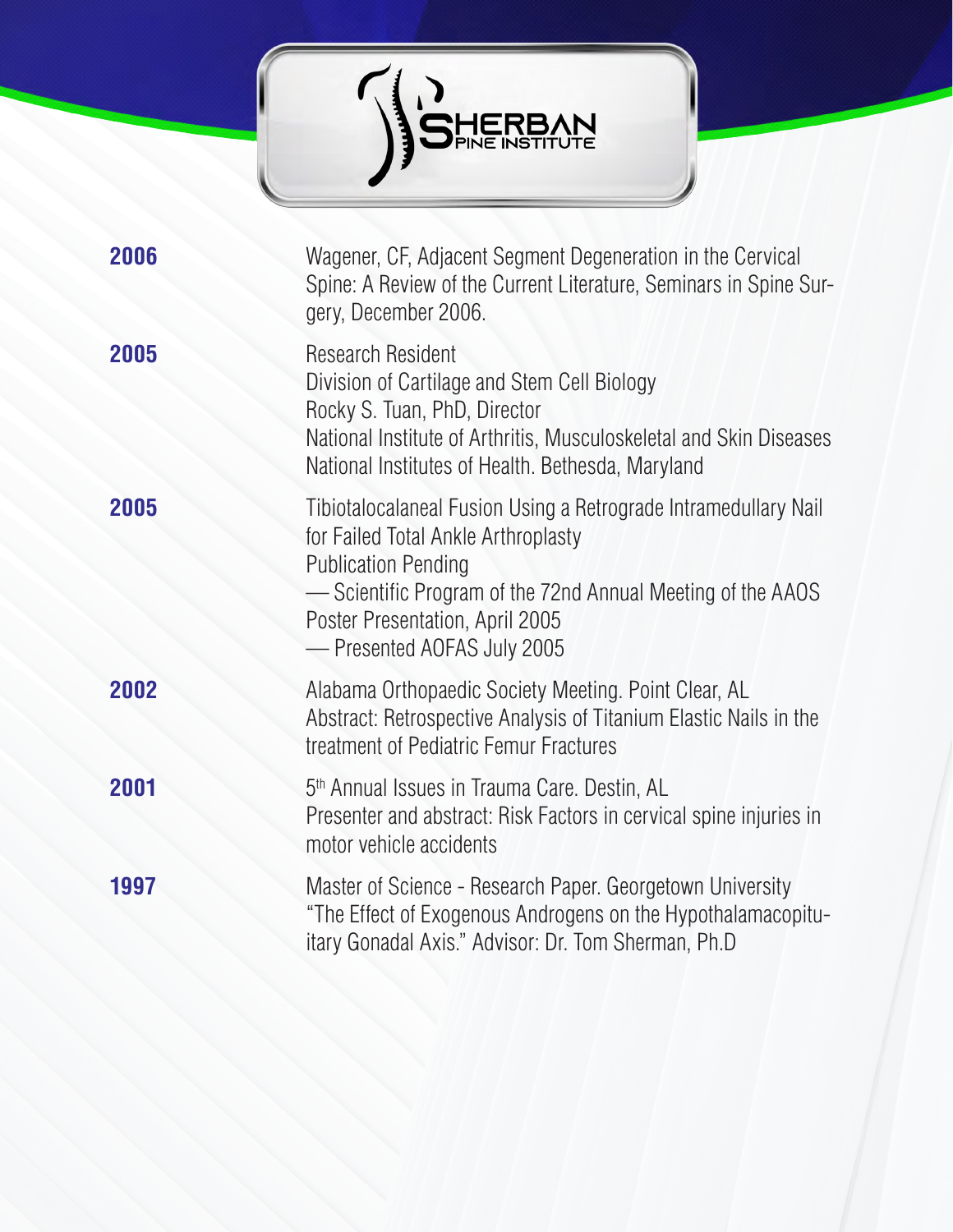**2006** Wagener, CF, Adjacent Segment Degeneration in the Cervical Spine: A Review of the Current Literature, Seminars in Spine Surgery, December 2006.

**2005** Research Resident
Division of Cartilage and Stem Cell Biology
Rocky S. Tuan, PhD, Director
National Institute of Arthritis, Musculoskeletal and Skin Diseases
National Institutes of Health. Bethesda, Maryland

**2005** Tibiotalocalaneal Fusion Using a Retrograde Intramedullary Nail for Failed Total Ankle Arthroplasty
Publication Pending
— Scientific Program of the 72nd Annual Meeting of the AAOS Poster Presentation, April 2005
— Presented AOFAS July 2005

**2002** Alabama Orthopaedic Society Meeting. Point Clear, AL
Abstract: Retrospective Analysis of Titanium Elastic Nails in the treatment of Pediatric Femur Fractures

**2001** 5th Annual Issues in Trauma Care. Destin, AL
Presenter and abstract: Risk Factors in cervical spine injuries in motor vehicle accidents

**1997** Master of Science - Research Paper. Georgetown University
"The Effect of Exogenous Androgens on the Hypothalamacopituitary Gonadal Axis." Advisor: Dr. Tom Sherman, Ph.D